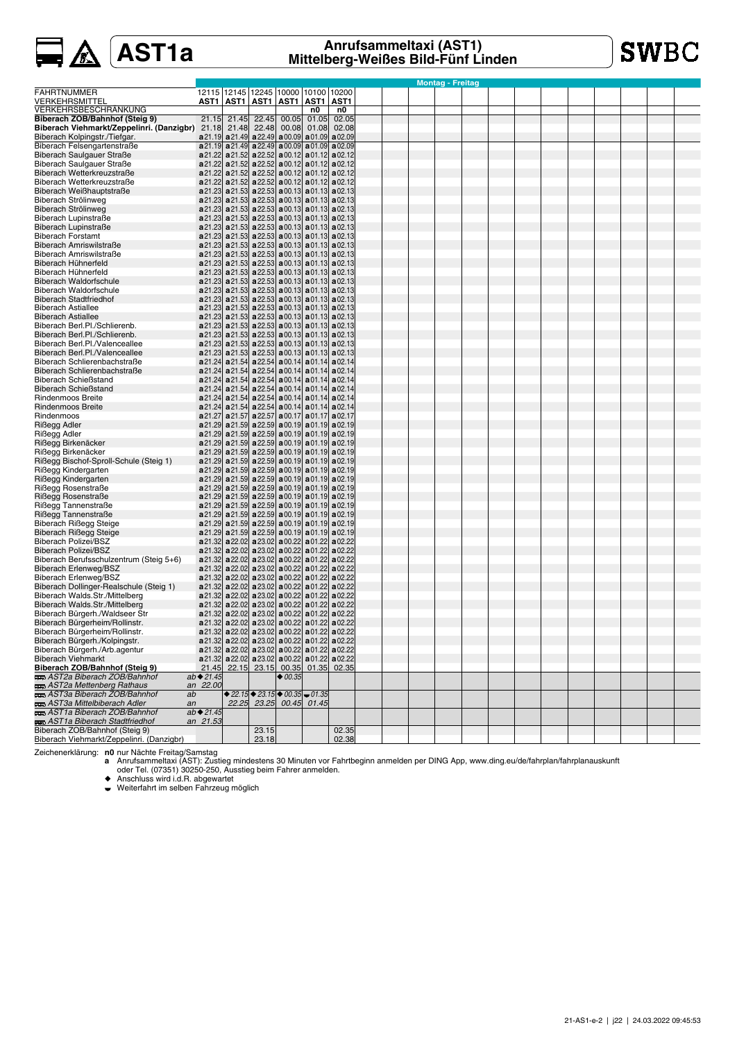# AST1a

## Anrufsammeltaxi (AST1) Mittelberg-Weißes Bild-Fünf Linden

SWBC

**Montag - Freitag**

| FAHRTNUMMER | | 12115 | 12145 | 12245 | 10000 | 10100 | 10200 |
|---|---|---|---|---|---|---|---|
| VERKEHRSMITTEL | | AST1 | AST1 | AST1 | AST1 | AST1 | AST1 |
| VERKEHRSBESCHRÄNKUNG | | | | | | n0 | n0 |
| **Biberach ZOB/Bahnhof (Steig 9)** | | 21.15 | 21.45 | 22.45 | 00.05 | 01.05 | 02.05 |
| **Biberach Viehmarkt/Zeppelinri. (Danzigbr)** | | 21.18 | 21.48 | 22.48 | 00.08 | 01.08 | 02.08 |
| Biberach Kolpingstr./Tiefgar. | | a21.19 | a21.49 | a22.49 | a00.09 | a01.09 | a02.09 |
| Biberach Felsengartenstraße | | a21.19 | a21.49 | a22.49 | a00.09 | a01.09 | a02.09 |
| Biberach Saulgauer Straße | | a21.22 | a21.52 | a22.52 | a00.12 | a01.12 | a02.12 |
| Biberach Saulgauer Straße | | a21.22 | a21.52 | a22.52 | a00.12 | a01.12 | a02.12 |
| Biberach Wetterkreuzstraße | | a21.22 | a21.52 | a22.52 | a00.12 | a01.12 | a02.12 |
| Biberach Wetterkreuzstraße | | a21.22 | a21.52 | a22.52 | a00.12 | a01.12 | a02.12 |
| Biberach Weißhauptstraße | | a21.23 | a21.53 | a22.53 | a00.13 | a01.13 | a02.13 |
| Biberach Strölinweg | | a21.23 | a21.53 | a22.53 | a00.13 | a01.13 | a02.13 |
| Biberach Strölinweg | | a21.23 | a21.53 | a22.53 | a00.13 | a01.13 | a02.13 |
| Biberach Lupinstraße | | a21.23 | a21.53 | a22.53 | a00.13 | a01.13 | a02.13 |
| Biberach Lupinstraße | | a21.23 | a21.53 | a22.53 | a00.13 | a01.13 | a02.13 |
| Biberach Forstamt | | a21.23 | a21.53 | a22.53 | a00.13 | a01.13 | a02.13 |
| Biberach Amriswilstraße | | a21.23 | a21.53 | a22.53 | a00.13 | a01.13 | a02.13 |
| Biberach Amriswilstraße | | a21.23 | a21.53 | a22.53 | a00.13 | a01.13 | a02.13 |
| Biberach Hühnerfeld | | a21.23 | a21.53 | a22.53 | a00.13 | a01.13 | a02.13 |
| Biberach Hühnerfeld | | a21.23 | a21.53 | a22.53 | a00.13 | a01.13 | a02.13 |
| Biberach Waldorfschule | | a21.23 | a21.53 | a22.53 | a00.13 | a01.13 | a02.13 |
| Biberach Waldorfschule | | a21.23 | a21.53 | a22.53 | a00.13 | a01.13 | a02.13 |
| Biberach Stadtfriedhof | | a21.23 | a21.53 | a22.53 | a00.13 | a01.13 | a02.13 |
| Biberach Astiallee | | a21.23 | a21.53 | a22.53 | a00.13 | a01.13 | a02.13 |
| Biberach Astiallee | | a21.23 | a21.53 | a22.53 | a00.13 | a01.13 | a02.13 |
| Biberach Berl.Pl./Schlierenb. | | a21.23 | a21.53 | a22.53 | a00.13 | a01.13 | a02.13 |
| Biberach Berl.Pl./Schlierenb. | | a21.23 | a21.53 | a22.53 | a00.13 | a01.13 | a02.13 |
| Biberach Berl.Pl./Valenceallee | | a21.23 | a21.53 | a22.53 | a00.13 | a01.13 | a02.13 |
| Biberach Berl.Pl./Valenceallee | | a21.23 | a21.53 | a22.53 | a00.13 | a01.13 | a02.13 |
| Biberach Schlierenbachstraße | | a21.24 | a21.54 | a22.54 | a00.14 | a01.14 | a02.14 |
| Biberach Schlierenbachstraße | | a21.24 | a21.54 | a22.54 | a00.14 | a01.14 | a02.14 |
| Biberach Schießstand | | a21.24 | a21.54 | a22.54 | a00.14 | a01.14 | a02.14 |
| Biberach Schießstand | | a21.24 | a21.54 | a22.54 | a00.14 | a01.14 | a02.14 |
| Rindenmoos Breite | | a21.24 | a21.54 | a22.54 | a00.14 | a01.14 | a02.14 |
| Rindenmoos Breite | | a21.24 | a21.54 | a22.54 | a00.14 | a01.14 | a02.14 |
| Rindenmoos | | a21.27 | a21.57 | a22.57 | a00.17 | a01.17 | a02.17 |
| Rißegg Adler | | a21.29 | a21.59 | a22.59 | a00.19 | a01.19 | a02.19 |
| Rißegg Adler | | a21.29 | a21.59 | a22.59 | a00.19 | a01.19 | a02.19 |
| Rißegg Birkenäcker | | a21.29 | a21.59 | a22.59 | a00.19 | a01.19 | a02.19 |
| Rißegg Birkenäcker | | a21.29 | a21.59 | a22.59 | a00.19 | a01.19 | a02.19 |
| Rißegg Bischof-Sproll-Schule (Steig 1) | | a21.29 | a21.59 | a22.59 | a00.19 | a01.19 | a02.19 |
| Rißegg Kindergarten | | a21.29 | a21.59 | a22.59 | a00.19 | a01.19 | a02.19 |
| Rißegg Kindergarten | | a21.29 | a21.59 | a22.59 | a00.19 | a01.19 | a02.19 |
| Rißegg Rosenstraße | | a21.29 | a21.59 | a22.59 | a00.19 | a01.19 | a02.19 |
| Rißegg Rosenstraße | | a21.29 | a21.59 | a22.59 | a00.19 | a01.19 | a02.19 |
| Rißegg Tannenstraße | | a21.29 | a21.59 | a22.59 | a00.19 | a01.19 | a02.19 |
| Rißegg Tannenstraße | | a21.29 | a21.59 | a22.59 | a00.19 | a01.19 | a02.19 |
| Biberach Rißegg Steige | | a21.29 | a21.59 | a22.59 | a00.19 | a01.19 | a02.19 |
| Biberach Rißegg Steige | | a21.29 | a21.59 | a22.59 | a00.19 | a01.19 | a02.19 |
| Biberach Polizei/BSZ | | a21.32 | a22.02 | a23.02 | a00.22 | a01.22 | a02.22 |
| Biberach Polizei/BSZ | | a21.32 | a22.02 | a23.02 | a00.22 | a01.22 | a02.22 |
| Biberach Berufsschulzentrum (Steig 5+6) | | a21.32 | a22.02 | a23.02 | a00.22 | a01.22 | a02.22 |
| Biberach Erlenweg/BSZ | | a21.32 | a22.02 | a23.02 | a00.22 | a01.22 | a02.22 |
| Biberach Erlenweg/BSZ | | a21.32 | a22.02 | a23.02 | a00.22 | a01.22 | a02.22 |
| Biberach Dollinger-Realschule (Steig 1) | | a21.32 | a22.02 | a23.02 | a00.22 | a01.22 | a02.22 |
| Biberach Walds.Str./Mittelberg | | a21.32 | a22.02 | a23.02 | a00.22 | a01.22 | a02.22 |
| Biberach Walds.Str./Mittelberg | | a21.32 | a22.02 | a23.02 | a00.22 | a01.22 | a02.22 |
| Biberach Bürgerh./Waldseer Str | | a21.32 | a22.02 | a23.02 | a00.22 | a01.22 | a02.22 |
| Biberach Bürgerheim/Rollinstr. | | a21.32 | a22.02 | a23.02 | a00.22 | a01.22 | a02.22 |
| Biberach Bürgerheim/Rollinstr. | | a21.32 | a22.02 | a23.02 | a00.22 | a01.22 | a02.22 |
| Biberach Bürgerh./Kolpingstr. | | a21.32 | a22.02 | a23.02 | a00.22 | a01.22 | a02.22 |
| Biberach Bürgerh./Arb.agentur | | a21.32 | a22.02 | a23.02 | a00.22 | a01.22 | a02.22 |
| Biberach Viehmarkt | | a21.32 | a22.02 | a23.02 | a00.22 | a01.22 | a02.22 |
| **Biberach ZOB/Bahnhof (Steig 9)** | | 21.45 | 22.15 | 23.15 | 00.35 | 01.35 | 02.35 |
| *AST2a Biberach ZOB/Bahnhof* | *ab* | *◆21.45* | | | *◆00.35* | | |
| *AST2a Mettenberg Rathaus* | *an* | *22.00* | | | | | |
| *AST3a Biberach ZOB/Bahnhof* | *ab* | | *◆22.15* | *◆23.15* | *◆00.35* | *⌣01.35* | |
| *AST3a Mittelbiberach Adler* | *an* | | *22.25* | *23.25* | *00.45* | *01.45* | |
| *AST1a Biberach ZOB/Bahnhof* | *ab* | *◆21.45* | | | | | |
| *AST1a Biberach Stadtfriedhof* | *an* | *21.53* | | | | | |
| Biberach ZOB/Bahnhof (Steig 9) | | | | 23.15 | | | 02.35 |
| Biberach Viehmarkt/Zeppelinri. (Danzigbr) | | | | 23.18 | | | 02.38 |

Zeichenerklärung:
- **n0** nur Nächte Freitag/Samstag
- **a** Anrufsammeltaxi (AST): Zustieg mindestens 30 Minuten vor Fahrtbeginn anmelden per DING App, www.ding.eu/de/fahrplan/fahrplanauskunft oder Tel. (07351) 30250-250, Ausstieg beim Fahrer anmelden.
- ◆ Anschluss wird i.d.R. abgewartet
- ⌣ Weiterfahrt im selben Fahrzeug möglich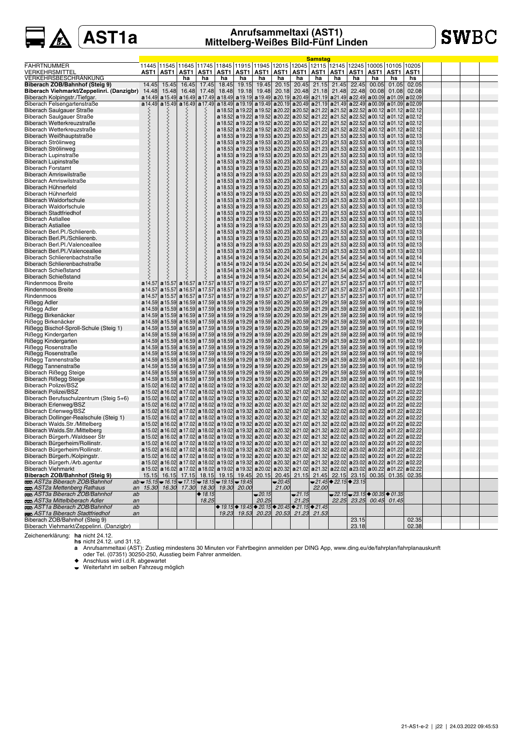# AST1a

## Anrufsammeltaxi (AST1) Mittelberg-Weißes Bild-Fünf Linden

**SWBC**

| | Samstag | | | | | | | | | | | | | | |
|---|---|---|---|---|---|---|---|---|---|---|---|---|---|---|---|
| FAHRTNUMMER | 11445 | 11545 | 11645 | 11745 | 11845 | 11915 | 11945 | 12015 | 12045 | 12115 | 12145 | 12245 | 10005 | 10105 | 10205 |
| VERKEHRSMITTEL | AST1 | AST1 | AST1 | AST1 | AST1 | AST1 | AST1 | AST1 | AST1 | AST1 | AST1 | AST1 | AST1 | AST1 | AST1 |
| VERKEHRSBESCHRÄNKUNG | | | ha | ha | ha | ha | ha | ha | ha | ha | ha | ha | ha | hs | hs |
| **Biberach ZOB/Bahnhof (Steig 9)** | 14.45 | 15.45 | 16.45 | 17.45 | 18.45 | 19.15 | 19.45 | 20.15 | 20.45 | 21.15 | 21.45 | 22.45 | 00.05 | 01.05 | 02.05 |
| **Biberach Viehmarkt/Zeppelinri. (Danzigbr)** | 14.48 | 15.48 | 16.48 | 17.48 | 18.48 | 19.18 | 19.48 | 20.18 | 20.48 | 21.18 | 21.48 | 22.48 | 00.08 | 01.08 | 02.08 |
| Biberach Kolpingstr./Tiefgar. | a 14.49 | a 15.49 | a 16.49 | a 17.49 | a 18.49 | a 19.19 | a 19.49 | a 20.19 | a 20.49 | a 21.19 | a 21.49 | a 22.49 | a 00.09 | a 01.09 | a 02.09 |
| Biberach Felsengartenstraße | a 14.49 | a 15.49 | a 16.49 | a 17.49 | a 18.49 | a 19.19 | a 19.49 | a 20.19 | a 20.49 | a 21.19 | a 21.49 | a 22.49 | a 00.09 | a 01.09 | a 02.09 |
| Biberach Saulgauer Straße | ⁞ | ⁞ | ⁞ | ⁞ | a 18.52 | a 19.22 | a 19.52 | a 20.22 | a 20.52 | a 21.22 | a 21.52 | a 22.52 | a 00.12 | a 01.12 | a 02.12 |
| Biberach Saulgauer Straße | ⁞ | ⁞ | ⁞ | ⁞ | a 18.52 | a 19.22 | a 19.52 | a 20.22 | a 20.52 | a 21.22 | a 21.52 | a 22.52 | a 00.12 | a 01.12 | a 02.12 |
| Biberach Wetterkreuzstraße | ⁞ | ⁞ | ⁞ | ⁞ | a 18.52 | a 19.22 | a 19.52 | a 20.22 | a 20.52 | a 21.22 | a 21.52 | a 22.52 | a 00.12 | a 01.12 | a 02.12 |
| Biberach Wetterkreuzstraße | ⁞ | ⁞ | ⁞ | ⁞ | a 18.52 | a 19.22 | a 19.52 | a 20.22 | a 20.52 | a 21.22 | a 21.52 | a 22.52 | a 00.12 | a 01.12 | a 02.12 |
| Biberach Weißhauptstraße | ⁞ | ⁞ | ⁞ | ⁞ | a 18.53 | a 19.23 | a 19.53 | a 20.23 | a 20.53 | a 21.23 | a 21.53 | a 22.53 | a 00.13 | a 01.13 | a 02.13 |
| Biberach Strölinweg | ⁞ | ⁞ | ⁞ | ⁞ | a 18.53 | a 19.23 | a 19.53 | a 20.23 | a 20.53 | a 21.23 | a 21.53 | a 22.53 | a 00.13 | a 01.13 | a 02.13 |
| Biberach Strölinweg | ⁞ | ⁞ | ⁞ | ⁞ | a 18.53 | a 19.23 | a 19.53 | a 20.23 | a 20.53 | a 21.23 | a 21.53 | a 22.53 | a 00.13 | a 01.13 | a 02.13 |
| Biberach Lupinstraße | ⁞ | ⁞ | ⁞ | ⁞ | a 18.53 | a 19.23 | a 19.53 | a 20.23 | a 20.53 | a 21.23 | a 21.53 | a 22.53 | a 00.13 | a 01.13 | a 02.13 |
| Biberach Lupinstraße | ⁞ | ⁞ | ⁞ | ⁞ | a 18.53 | a 19.23 | a 19.53 | a 20.23 | a 20.53 | a 21.23 | a 21.53 | a 22.53 | a 00.13 | a 01.13 | a 02.13 |
| Biberach Forstamt | ⁞ | ⁞ | ⁞ | ⁞ | a 18.53 | a 19.23 | a 19.53 | a 20.23 | a 20.53 | a 21.23 | a 21.53 | a 22.53 | a 00.13 | a 01.13 | a 02.13 |
| Biberach Amriswilstraße | ⁞ | ⁞ | ⁞ | ⁞ | a 18.53 | a 19.23 | a 19.53 | a 20.23 | a 20.53 | a 21.23 | a 21.53 | a 22.53 | a 00.13 | a 01.13 | a 02.13 |
| Biberach Amriswilstraße | ⁞ | ⁞ | ⁞ | ⁞ | a 18.53 | a 19.23 | a 19.53 | a 20.23 | a 20.53 | a 21.23 | a 21.53 | a 22.53 | a 00.13 | a 01.13 | a 02.13 |
| Biberach Hühnerfeld | ⁞ | ⁞ | ⁞ | ⁞ | a 18.53 | a 19.23 | a 19.53 | a 20.23 | a 20.53 | a 21.23 | a 21.53 | a 22.53 | a 00.13 | a 01.13 | a 02.13 |
| Biberach Hühnerfeld | ⁞ | ⁞ | ⁞ | ⁞ | a 18.53 | a 19.23 | a 19.53 | a 20.23 | a 20.53 | a 21.23 | a 21.53 | a 22.53 | a 00.13 | a 01.13 | a 02.13 |
| Biberach Waldorfschule | ⁞ | ⁞ | ⁞ | ⁞ | a 18.53 | a 19.23 | a 19.53 | a 20.23 | a 20.53 | a 21.23 | a 21.53 | a 22.53 | a 00.13 | a 01.13 | a 02.13 |
| Biberach Waldorfschule | ⁞ | ⁞ | ⁞ | ⁞ | a 18.53 | a 19.23 | a 19.53 | a 20.23 | a 20.53 | a 21.23 | a 21.53 | a 22.53 | a 00.13 | a 01.13 | a 02.13 |
| Biberach Stadtfriedhof | ⁞ | ⁞ | ⁞ | ⁞ | a 18.53 | a 19.23 | a 19.53 | a 20.23 | a 20.53 | a 21.23 | a 21.53 | a 22.53 | a 00.13 | a 01.13 | a 02.13 |
| Biberach Astiallee | ⁞ | ⁞ | ⁞ | ⁞ | a 18.53 | a 19.23 | a 19.53 | a 20.23 | a 20.53 | a 21.23 | a 21.53 | a 22.53 | a 00.13 | a 01.13 | a 02.13 |
| Biberach Astiallee | ⁞ | ⁞ | ⁞ | ⁞ | a 18.53 | a 19.23 | a 19.53 | a 20.23 | a 20.53 | a 21.23 | a 21.53 | a 22.53 | a 00.13 | a 01.13 | a 02.13 |
| Biberach Berl.Pl./Schlierenb. | ⁞ | ⁞ | ⁞ | ⁞ | a 18.53 | a 19.23 | a 19.53 | a 20.23 | a 20.53 | a 21.23 | a 21.53 | a 22.53 | a 00.13 | a 01.13 | a 02.13 |
| Biberach Berl.Pl./Schlierenb. | ⁞ | ⁞ | ⁞ | ⁞ | a 18.53 | a 19.23 | a 19.53 | a 20.23 | a 20.53 | a 21.23 | a 21.53 | a 22.53 | a 00.13 | a 01.13 | a 02.13 |
| Biberach Berl.Pl./Valenceallee | ⁞ | ⁞ | ⁞ | ⁞ | a 18.53 | a 19.23 | a 19.53 | a 20.23 | a 20.53 | a 21.23 | a 21.53 | a 22.53 | a 00.13 | a 01.13 | a 02.13 |
| Biberach Berl.Pl./Valenceallee | ⁞ | ⁞ | ⁞ | ⁞ | a 18.53 | a 19.23 | a 19.53 | a 20.23 | a 20.53 | a 21.23 | a 21.53 | a 22.53 | a 00.13 | a 01.13 | a 02.13 |
| Biberach Schlierenbachstraße | ⁞ | ⁞ | ⁞ | ⁞ | a 18.54 | a 19.24 | a 19.54 | a 20.24 | a 20.54 | a 21.24 | a 21.54 | a 22.54 | a 00.14 | a 01.14 | a 02.14 |
| Biberach Schlierenbachstraße | ⁞ | ⁞ | ⁞ | ⁞ | a 18.54 | a 19.24 | a 19.54 | a 20.24 | a 20.54 | a 21.24 | a 21.54 | a 22.54 | a 00.14 | a 01.14 | a 02.14 |
| Biberach Schießstand | ⁞ | ⁞ | ⁞ | ⁞ | a 18.54 | a 19.24 | a 19.54 | a 20.24 | a 20.54 | a 21.24 | a 21.54 | a 22.54 | a 00.14 | a 01.14 | a 02.14 |
| Biberach Schießstand | ⁞ | ⁞ | ⁞ | ⁞ | a 18.54 | a 19.24 | a 19.54 | a 20.24 | a 20.54 | a 21.24 | a 21.54 | a 22.54 | a 00.14 | a 01.14 | a 02.14 |
| Rindenmoos Breite | a 14.57 | a 15.57 | a 16.57 | a 17.57 | a 18.57 | a 19.27 | a 19.57 | a 20.27 | a 20.57 | a 21.27 | a 21.57 | a 22.57 | a 00.17 | a 01.17 | a 02.17 |
| Rindenmoos Breite | a 14.57 | a 15.57 | a 16.57 | a 17.57 | a 18.57 | a 19.27 | a 19.57 | a 20.27 | a 20.57 | a 21.27 | a 21.57 | a 22.57 | a 00.17 | a 01.17 | a 02.17 |
| Rindenmoos | a 14.57 | a 15.57 | a 16.57 | a 17.57 | a 18.57 | a 19.27 | a 19.57 | a 20.27 | a 20.57 | a 21.27 | a 21.57 | a 22.57 | a 00.17 | a 01.17 | a 02.17 |
| Rißegg Adler | a 14.59 | a 15.59 | a 16.59 | a 17.59 | a 18.59 | a 19.29 | a 19.59 | a 20.29 | a 20.59 | a 21.29 | a 21.59 | a 22.59 | a 00.19 | a 01.19 | a 02.19 |
| Rißegg Adler | a 14.59 | a 15.59 | a 16.59 | a 17.59 | a 18.59 | a 19.29 | a 19.59 | a 20.29 | a 20.59 | a 21.29 | a 21.59 | a 22.59 | a 00.19 | a 01.19 | a 02.19 |
| Rißegg Birkenäcker | a 14.59 | a 15.59 | a 16.59 | a 17.59 | a 18.59 | a 19.29 | a 19.59 | a 20.29 | a 20.59 | a 21.29 | a 21.59 | a 22.59 | a 00.19 | a 01.19 | a 02.19 |
| Rißegg Birkenäcker | a 14.59 | a 15.59 | a 16.59 | a 17.59 | a 18.59 | a 19.29 | a 19.59 | a 20.29 | a 20.59 | a 21.29 | a 21.59 | a 22.59 | a 00.19 | a 01.19 | a 02.19 |
| Rißegg Bischof-Sproll-Schule (Steig 1) | a 14.59 | a 15.59 | a 16.59 | a 17.59 | a 18.59 | a 19.29 | a 19.59 | a 20.29 | a 20.59 | a 21.29 | a 21.59 | a 22.59 | a 00.19 | a 01.19 | a 02.19 |
| Rißegg Kindergarten | a 14.59 | a 15.59 | a 16.59 | a 17.59 | a 18.59 | a 19.29 | a 19.59 | a 20.29 | a 20.59 | a 21.29 | a 21.59 | a 22.59 | a 00.19 | a 01.19 | a 02.19 |
| Rißegg Kindergarten | a 14.59 | a 15.59 | a 16.59 | a 17.59 | a 18.59 | a 19.29 | a 19.59 | a 20.29 | a 20.59 | a 21.29 | a 21.59 | a 22.59 | a 00.19 | a 01.19 | a 02.19 |
| Rißegg Rosenstraße | a 14.59 | a 15.59 | a 16.59 | a 17.59 | a 18.59 | a 19.29 | a 19.59 | a 20.29 | a 20.59 | a 21.29 | a 21.59 | a 22.59 | a 00.19 | a 01.19 | a 02.19 |
| Rißegg Rosenstraße | a 14.59 | a 15.59 | a 16.59 | a 17.59 | a 18.59 | a 19.29 | a 19.59 | a 20.29 | a 20.59 | a 21.29 | a 21.59 | a 22.59 | a 00.19 | a 01.19 | a 02.19 |
| Rißegg Tannenstraße | a 14.59 | a 15.59 | a 16.59 | a 17.59 | a 18.59 | a 19.29 | a 19.59 | a 20.29 | a 20.59 | a 21.29 | a 21.59 | a 22.59 | a 00.19 | a 01.19 | a 02.19 |
| Rißegg Tannenstraße | a 14.59 | a 15.59 | a 16.59 | a 17.59 | a 18.59 | a 19.29 | a 19.59 | a 20.29 | a 20.59 | a 21.29 | a 21.59 | a 22.59 | a 00.19 | a 01.19 | a 02.19 |
| Biberach Rißegg Steige | a 14.59 | a 15.59 | a 16.59 | a 17.59 | a 18.59 | a 19.29 | a 19.59 | a 20.29 | a 20.59 | a 21.29 | a 21.59 | a 22.59 | a 00.19 | a 01.19 | a 02.19 |
| Biberach Rißegg Steige | a 14.59 | a 15.59 | a 16.59 | a 17.59 | a 18.59 | a 19.29 | a 19.59 | a 20.29 | a 20.59 | a 21.29 | a 21.59 | a 22.59 | a 00.19 | a 01.19 | a 02.19 |
| Biberach Polizei/BSZ | a 15.02 | a 16.02 | a 17.02 | a 18.02 | a 19.02 | a 19.32 | a 20.02 | a 20.32 | a 21.02 | a 21.32 | a 22.02 | a 23.02 | a 00.22 | a 01.22 | a 02.22 |
| Biberach Polizei/BSZ | a 15.02 | a 16.02 | a 17.02 | a 18.02 | a 19.02 | a 19.32 | a 20.02 | a 20.32 | a 21.02 | a 21.32 | a 22.02 | a 23.02 | a 00.22 | a 01.22 | a 02.22 |
| Biberach Berufsschulzentrum (Steig 5+6) | a 15.02 | a 16.02 | a 17.02 | a 18.02 | a 19.02 | a 19.32 | a 20.02 | a 20.32 | a 21.02 | a 21.32 | a 22.02 | a 23.02 | a 00.22 | a 01.22 | a 02.22 |
| Biberach Erlenweg/BSZ | a 15.02 | a 16.02 | a 17.02 | a 18.02 | a 19.02 | a 19.32 | a 20.02 | a 20.32 | a 21.02 | a 21.32 | a 22.02 | a 23.02 | a 00.22 | a 01.22 | a 02.22 |
| Biberach Erlenweg/BSZ | a 15.02 | a 16.02 | a 17.02 | a 18.02 | a 19.02 | a 19.32 | a 20.02 | a 20.32 | a 21.02 | a 21.32 | a 22.02 | a 23.02 | a 00.22 | a 01.22 | a 02.22 |
| Biberach Dollinger-Realschule (Steig 1) | a 15.02 | a 16.02 | a 17.02 | a 18.02 | a 19.02 | a 19.32 | a 20.02 | a 20.32 | a 21.02 | a 21.32 | a 22.02 | a 23.02 | a 00.22 | a 01.22 | a 02.22 |
| Biberach Walds.Str./Mittelberg | a 15.02 | a 16.02 | a 17.02 | a 18.02 | a 19.02 | a 19.32 | a 20.02 | a 20.32 | a 21.02 | a 21.32 | a 22.02 | a 23.02 | a 00.22 | a 01.22 | a 02.22 |
| Biberach Walds.Str./Mittelberg | a 15.02 | a 16.02 | a 17.02 | a 18.02 | a 19.02 | a 19.32 | a 20.02 | a 20.32 | a 21.02 | a 21.32 | a 22.02 | a 23.02 | a 00.22 | a 01.22 | a 02.22 |
| Biberach Bürgerh./Waldseer Str | a 15.02 | a 16.02 | a 17.02 | a 18.02 | a 19.02 | a 19.32 | a 20.02 | a 20.32 | a 21.02 | a 21.32 | a 22.02 | a 23.02 | a 00.22 | a 01.22 | a 02.22 |
| Biberach Bürgerheim/Rollinstr. | a 15.02 | a 16.02 | a 17.02 | a 18.02 | a 19.02 | a 19.32 | a 20.02 | a 20.32 | a 21.02 | a 21.32 | a 22.02 | a 23.02 | a 00.22 | a 01.22 | a 02.22 |
| Biberach Bürgerheim/Rollinstr. | a 15.02 | a 16.02 | a 17.02 | a 18.02 | a 19.02 | a 19.32 | a 20.02 | a 20.32 | a 21.02 | a 21.32 | a 22.02 | a 23.02 | a 00.22 | a 01.22 | a 02.22 |
| Biberach Bürgerh./Kolpingstr. | a 15.02 | a 16.02 | a 17.02 | a 18.02 | a 19.02 | a 19.32 | a 20.02 | a 20.32 | a 21.02 | a 21.32 | a 22.02 | a 23.02 | a 00.22 | a 01.22 | a 02.22 |
| Biberach Bürgerh./Arb.agentur | a 15.02 | a 16.02 | a 17.02 | a 18.02 | a 19.02 | a 19.32 | a 20.02 | a 20.32 | a 21.02 | a 21.32 | a 22.02 | a 23.02 | a 00.22 | a 01.22 | a 02.22 |
| Biberach Viehmarkt | a 15.02 | a 16.02 | a 17.02 | a 18.02 | a 19.02 | a 19.32 | a 20.02 | a 20.32 | a 21.02 | a 21.32 | a 22.02 | a 23.02 | a 00.22 | a 01.22 | a 02.22 |
| **Biberach ZOB/Bahnhof (Steig 9)** | 15.15 | 16.15 | 17.15 | 18.15 | 19.15 | 19.45 | 20.15 | 20.45 | 21.15 | 21.45 | 22.15 | 23.15 | 00.35 | 01.35 | 02.35 |
| *AST2a Biberach ZOB/Bahnhof ab* | ⌣ 15.15 | ⌣ 16.15 | ⌣ 17.15 | ⌣ 18.15 | ⌣ 19.15 | ⌣ 19.45 | | ⌣ 20.45 | | ⌣ 21.45 | ◆ 22.15 | ◆ 23.15 | | | |
| *AST2a Mettenberg Rathaus an* | 15.30 | 16.30 | 17.30 | 18.30 | 19.30 | 20.00 | | 21.00 | | 22.00 | | | | | |
| *AST3a Biberach ZOB/Bahnhof ab* | | | | ◆ 18.15 | | | ⌣ 20.15 | | ⌣ 21.15 | | ⌣ 22.15 | ⌣ 23.15 | ◆ 00.35 | ◆ 01.35 | |
| *AST3a Mittelbiberach Adler an* | | | | 18.25 | | | 20.25 | | 21.25 | | 22.25 | 23.25 | 00.45 | 01.45 | |
| *AST1a Biberach ZOB/Bahnhof ab* | | | | | ◆ 19.15 | ◆ 19.45 | ◆ 20.15 | ◆ 20.45 | ◆ 21.15 | ◆ 21.45 | | | | | |
| *AST1a Biberach Stadtfriedhof an* | | | | | 19.23 | 19.53 | 20.23 | 20.53 | 21.23 | 21.53 | | | | | |
| Biberach ZOB/Bahnhof (Steig 9) | | | | | | | | | | | | 23.15 | | | 02.35 |
| Biberach Viehmarkt/Zeppelinri. (Danzigbr) | | | | | | | | | | | | 23.18 | | | 02.38 |

Zeichenerklärung:
- **ha** nicht 24.12.
- **hs** nicht 24.12. und 31.12.
- **a** Anrufsammeltaxi (AST): Zustieg mindestens 30 Minuten vor Fahrtbeginn anmelden per DING App, www.ding.eu/de/fahrplan/fahrplanauskunft oder Tel. (07351) 30250-250, Ausstieg beim Fahrer anmelden.
- ◆ Anschluss wird i.d.R. abgewartet
- ⌣ Weiterfahrt im selben Fahrzeug möglich

21-AS1-e-2 | j22 | 24.03.2022 09:45:53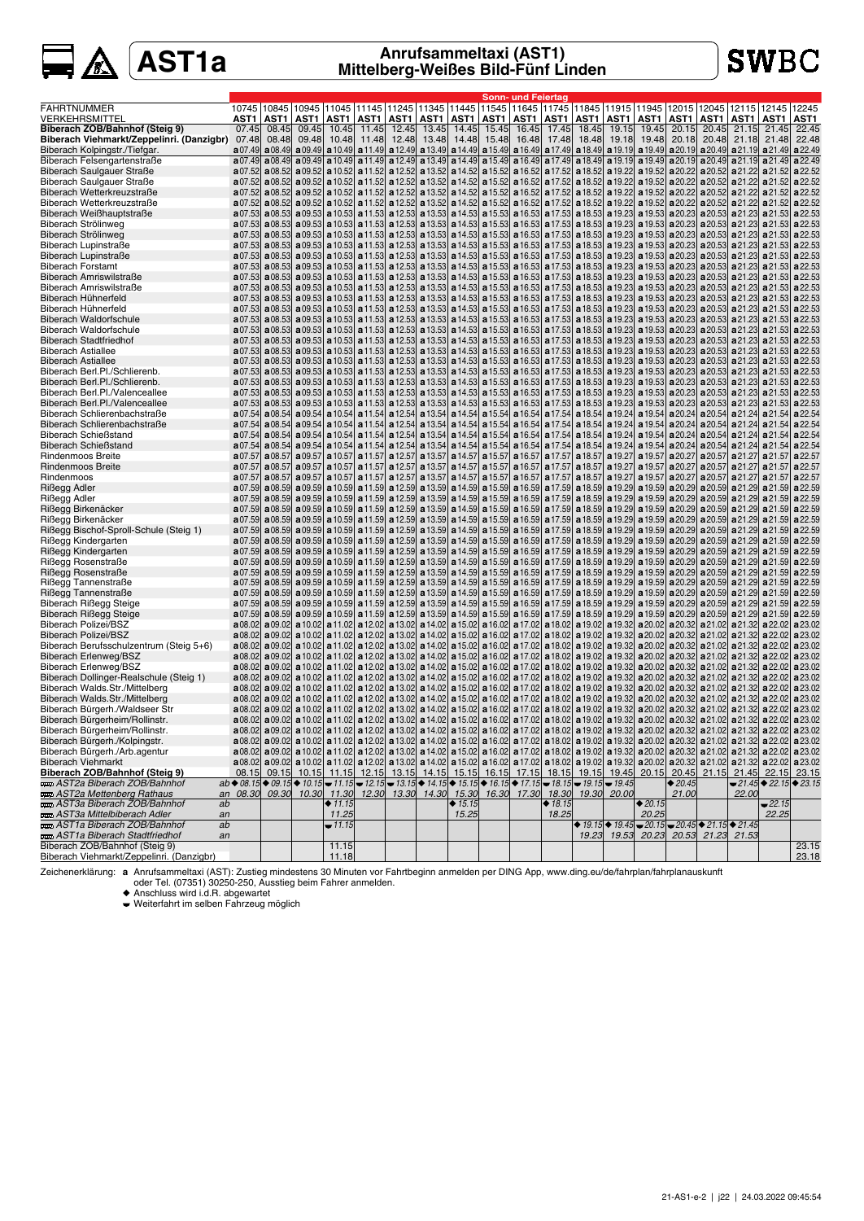# AST1a

## Anrufsammeltaxi (AST1) Mittelberg-Weißes Bild-Fünf Linden

**SWBC**

| | | Sonn- und Feiertag | | | | | | | | | | | | | | | | | | |
|---|---|---|---|---|---|---|---|---|---|---|---|---|---|---|---|---|---|---|---|---|
| FAHRTNUMMER | | 10745 | 10845 | 10945 | 11045 | 11145 | 11245 | 11345 | 11445 | 11545 | 11645 | 11745 | 11845 | 11915 | 11945 | 12015 | 12045 | 12115 | 12145 | 12245 |
| VERKEHRSMITTEL | | AST1 | AST1 | AST1 | AST1 | AST1 | AST1 | AST1 | AST1 | AST1 | AST1 | AST1 | AST1 | AST1 | AST1 | AST1 | AST1 | AST1 | AST1 | AST1 |
| **Biberach ZOB/Bahnhof (Steig 9)** | | 07.45 | 08.45 | 09.45 | 10.45 | 11.45 | 12.45 | 13.45 | 14.45 | 15.45 | 16.45 | 17.45 | 18.45 | 19.15 | 19.45 | 20.15 | 20.45 | 21.15 | 21.45 | 22.45 |
| **Biberach Viehmarkt/Zeppelinri. (Danzigbr)** | | 07.48 | 08.48 | 09.48 | 10.48 | 11.48 | 12.48 | 13.48 | 14.48 | 15.48 | 16.48 | 17.48 | 18.48 | 19.18 | 19.48 | 20.18 | 20.48 | 21.18 | 21.48 | 22.48 |
| Biberach Kolpingstr./Tiefgar. | | a07.49 | a08.49 | a09.49 | a10.49 | a11.49 | a12.49 | a13.49 | a14.49 | a15.49 | a16.49 | a17.49 | a18.49 | a19.19 | a19.49 | a20.19 | a20.49 | a21.19 | a21.49 | a22.49 |
| Biberach Felsengartenstraße | | a07.49 | a08.49 | a09.49 | a10.49 | a11.49 | a12.49 | a13.49 | a14.49 | a15.49 | a16.49 | a17.49 | a18.49 | a19.19 | a19.49 | a20.19 | a20.49 | a21.19 | a21.49 | a22.49 |
| Biberach Saulgauer Straße | | a07.52 | a08.52 | a09.52 | a10.52 | a11.52 | a12.52 | a13.52 | a14.52 | a15.52 | a16.52 | a17.52 | a18.52 | a19.22 | a19.52 | a20.22 | a20.52 | a21.22 | a21.52 | a22.52 |
| Biberach Saulgauer Straße | | a07.52 | a08.52 | a09.52 | a10.52 | a11.52 | a12.52 | a13.52 | a14.52 | a15.52 | a16.52 | a17.52 | a18.52 | a19.22 | a19.52 | a20.22 | a20.52 | a21.22 | a21.52 | a22.52 |
| Biberach Wetterkreuzstraße | | a07.52 | a08.52 | a09.52 | a10.52 | a11.52 | a12.52 | a13.52 | a14.52 | a15.52 | a16.52 | a17.52 | a18.52 | a19.22 | a19.52 | a20.22 | a20.52 | a21.22 | a21.52 | a22.52 |
| Biberach Wetterkreuzstraße | | a07.52 | a08.52 | a09.52 | a10.52 | a11.52 | a12.52 | a13.52 | a14.52 | a15.52 | a16.52 | a17.52 | a18.52 | a19.22 | a19.52 | a20.22 | a20.52 | a21.22 | a21.52 | a22.52 |
| Biberach Weißhauptstraße | | a07.53 | a08.53 | a09.53 | a10.53 | a11.53 | a12.53 | a13.53 | a14.53 | a15.53 | a16.53 | a17.53 | a18.53 | a19.23 | a19.53 | a20.23 | a20.53 | a21.23 | a21.53 | a22.53 |
| Biberach Strölinweg | | a07.53 | a08.53 | a09.53 | a10.53 | a11.53 | a12.53 | a13.53 | a14.53 | a15.53 | a16.53 | a17.53 | a18.53 | a19.23 | a19.53 | a20.23 | a20.53 | a21.23 | a21.53 | a22.53 |
| Biberach Strölinweg | | a07.53 | a08.53 | a09.53 | a10.53 | a11.53 | a12.53 | a13.53 | a14.53 | a15.53 | a16.53 | a17.53 | a18.53 | a19.23 | a19.53 | a20.23 | a20.53 | a21.23 | a21.53 | a22.53 |
| Biberach Lupinstraße | | a07.53 | a08.53 | a09.53 | a10.53 | a11.53 | a12.53 | a13.53 | a14.53 | a15.53 | a16.53 | a17.53 | a18.53 | a19.23 | a19.53 | a20.23 | a20.53 | a21.23 | a21.53 | a22.53 |
| Biberach Lupinstraße | | a07.53 | a08.53 | a09.53 | a10.53 | a11.53 | a12.53 | a13.53 | a14.53 | a15.53 | a16.53 | a17.53 | a18.53 | a19.23 | a19.53 | a20.23 | a20.53 | a21.23 | a21.53 | a22.53 |
| Biberach Forstamt | | a07.53 | a08.53 | a09.53 | a10.53 | a11.53 | a12.53 | a13.53 | a14.53 | a15.53 | a16.53 | a17.53 | a18.53 | a19.23 | a19.53 | a20.23 | a20.53 | a21.23 | a21.53 | a22.53 |
| Biberach Amriswilstraße | | a07.53 | a08.53 | a09.53 | a10.53 | a11.53 | a12.53 | a13.53 | a14.53 | a15.53 | a16.53 | a17.53 | a18.53 | a19.23 | a19.53 | a20.23 | a20.53 | a21.23 | a21.53 | a22.53 |
| Biberach Amriswilstraße | | a07.53 | a08.53 | a09.53 | a10.53 | a11.53 | a12.53 | a13.53 | a14.53 | a15.53 | a16.53 | a17.53 | a18.53 | a19.23 | a19.53 | a20.23 | a20.53 | a21.23 | a21.53 | a22.53 |
| Biberach Hühnerfeld | | a07.53 | a08.53 | a09.53 | a10.53 | a11.53 | a12.53 | a13.53 | a14.53 | a15.53 | a16.53 | a17.53 | a18.53 | a19.23 | a19.53 | a20.23 | a20.53 | a21.23 | a21.53 | a22.53 |
| Biberach Hühnerfeld | | a07.53 | a08.53 | a09.53 | a10.53 | a11.53 | a12.53 | a13.53 | a14.53 | a15.53 | a16.53 | a17.53 | a18.53 | a19.23 | a19.53 | a20.23 | a20.53 | a21.23 | a21.53 | a22.53 |
| Biberach Waldorfschule | | a07.53 | a08.53 | a09.53 | a10.53 | a11.53 | a12.53 | a13.53 | a14.53 | a15.53 | a16.53 | a17.53 | a18.53 | a19.23 | a19.53 | a20.23 | a20.53 | a21.23 | a21.53 | a22.53 |
| Biberach Waldorfschule | | a07.53 | a08.53 | a09.53 | a10.53 | a11.53 | a12.53 | a13.53 | a14.53 | a15.53 | a16.53 | a17.53 | a18.53 | a19.23 | a19.53 | a20.23 | a20.53 | a21.23 | a21.53 | a22.53 |
| Biberach Stadtfriedhof | | a07.53 | a08.53 | a09.53 | a10.53 | a11.53 | a12.53 | a13.53 | a14.53 | a15.53 | a16.53 | a17.53 | a18.53 | a19.23 | a19.53 | a20.23 | a20.53 | a21.23 | a21.53 | a22.53 |
| Biberach Astiallee | | a07.53 | a08.53 | a09.53 | a10.53 | a11.53 | a12.53 | a13.53 | a14.53 | a15.53 | a16.53 | a17.53 | a18.53 | a19.23 | a19.53 | a20.23 | a20.53 | a21.23 | a21.53 | a22.53 |
| Biberach Astiallee | | a07.53 | a08.53 | a09.53 | a10.53 | a11.53 | a12.53 | a13.53 | a14.53 | a15.53 | a16.53 | a17.53 | a18.53 | a19.23 | a19.53 | a20.23 | a20.53 | a21.23 | a21.53 | a22.53 |
| Biberach Berl.Pl./Schlierenb. | | a07.53 | a08.53 | a09.53 | a10.53 | a11.53 | a12.53 | a13.53 | a14.53 | a15.53 | a16.53 | a17.53 | a18.53 | a19.23 | a19.53 | a20.23 | a20.53 | a21.23 | a21.53 | a22.53 |
| Biberach Berl.Pl./Schlierenb. | | a07.53 | a08.53 | a09.53 | a10.53 | a11.53 | a12.53 | a13.53 | a14.53 | a15.53 | a16.53 | a17.53 | a18.53 | a19.23 | a19.53 | a20.23 | a20.53 | a21.23 | a21.53 | a22.53 |
| Biberach Berl.Pl./Valenceallee | | a07.53 | a08.53 | a09.53 | a10.53 | a11.53 | a12.53 | a13.53 | a14.53 | a15.53 | a16.53 | a17.53 | a18.53 | a19.23 | a19.53 | a20.23 | a20.53 | a21.23 | a21.53 | a22.53 |
| Biberach Berl.Pl./Valenceallee | | a07.53 | a08.53 | a09.53 | a10.53 | a11.53 | a12.53 | a13.53 | a14.53 | a15.53 | a16.53 | a17.53 | a18.53 | a19.23 | a19.53 | a20.23 | a20.53 | a21.23 | a21.53 | a22.53 |
| Biberach Schlierenbachstraße | | a07.54 | a08.54 | a09.54 | a10.54 | a11.54 | a12.54 | a13.54 | a14.54 | a15.54 | a16.54 | a17.54 | a18.54 | a19.24 | a19.54 | a20.24 | a20.54 | a21.24 | a21.54 | a22.54 |
| Biberach Schlierenbachstraße | | a07.54 | a08.54 | a09.54 | a10.54 | a11.54 | a12.54 | a13.54 | a14.54 | a15.54 | a16.54 | a17.54 | a18.54 | a19.24 | a19.54 | a20.24 | a20.54 | a21.24 | a21.54 | a22.54 |
| Biberach Schießstand | | a07.54 | a08.54 | a09.54 | a10.54 | a11.54 | a12.54 | a13.54 | a14.54 | a15.54 | a16.54 | a17.54 | a18.54 | a19.24 | a19.54 | a20.24 | a20.54 | a21.24 | a21.54 | a22.54 |
| Biberach Schießstand | | a07.54 | a08.54 | a09.54 | a10.54 | a11.54 | a12.54 | a13.54 | a14.54 | a15.54 | a16.54 | a17.54 | a18.54 | a19.24 | a19.54 | a20.24 | a20.54 | a21.24 | a21.54 | a22.54 |
| Rindenmoos Breite | | a07.57 | a08.57 | a09.57 | a10.57 | a11.57 | a12.57 | a13.57 | a14.57 | a15.57 | a16.57 | a17.57 | a18.57 | a19.27 | a19.57 | a20.27 | a20.57 | a21.27 | a21.57 | a22.57 |
| Rindenmoos Breite | | a07.57 | a08.57 | a09.57 | a10.57 | a11.57 | a12.57 | a13.57 | a14.57 | a15.57 | a16.57 | a17.57 | a18.57 | a19.27 | a19.57 | a20.27 | a20.57 | a21.27 | a21.57 | a22.57 |
| Rindenmoos | | a07.57 | a08.57 | a09.57 | a10.57 | a11.57 | a12.57 | a13.57 | a14.57 | a15.57 | a16.57 | a17.57 | a18.57 | a19.27 | a19.57 | a20.27 | a20.57 | a21.27 | a21.57 | a22.57 |
| Rißegg Adler | | a07.59 | a08.59 | a09.59 | a10.59 | a11.59 | a12.59 | a13.59 | a14.59 | a15.59 | a16.59 | a17.59 | a18.59 | a19.29 | a19.59 | a20.29 | a20.59 | a21.29 | a21.59 | a22.59 |
| Rißegg Adler | | a07.59 | a08.59 | a09.59 | a10.59 | a11.59 | a12.59 | a13.59 | a14.59 | a15.59 | a16.59 | a17.59 | a18.59 | a19.29 | a19.59 | a20.29 | a20.59 | a21.29 | a21.59 | a22.59 |
| Rißegg Birkenäcker | | a07.59 | a08.59 | a09.59 | a10.59 | a11.59 | a12.59 | a13.59 | a14.59 | a15.59 | a16.59 | a17.59 | a18.59 | a19.29 | a19.59 | a20.29 | a20.59 | a21.29 | a21.59 | a22.59 |
| Rißegg Birkenäcker | | a07.59 | a08.59 | a09.59 | a10.59 | a11.59 | a12.59 | a13.59 | a14.59 | a15.59 | a16.59 | a17.59 | a18.59 | a19.29 | a19.59 | a20.29 | a20.59 | a21.29 | a21.59 | a22.59 |
| Rißegg Bischof-Sproll-Schule (Steig 1) | | a07.59 | a08.59 | a09.59 | a10.59 | a11.59 | a12.59 | a13.59 | a14.59 | a15.59 | a16.59 | a17.59 | a18.59 | a19.29 | a19.59 | a20.29 | a20.59 | a21.29 | a21.59 | a22.59 |
| Rißegg Kindergarten | | a07.59 | a08.59 | a09.59 | a10.59 | a11.59 | a12.59 | a13.59 | a14.59 | a15.59 | a16.59 | a17.59 | a18.59 | a19.29 | a19.59 | a20.29 | a20.59 | a21.29 | a21.59 | a22.59 |
| Rißegg Kindergarten | | a07.59 | a08.59 | a09.59 | a10.59 | a11.59 | a12.59 | a13.59 | a14.59 | a15.59 | a16.59 | a17.59 | a18.59 | a19.29 | a19.59 | a20.29 | a20.59 | a21.29 | a21.59 | a22.59 |
| Rißegg Rosenstraße | | a07.59 | a08.59 | a09.59 | a10.59 | a11.59 | a12.59 | a13.59 | a14.59 | a15.59 | a16.59 | a17.59 | a18.59 | a19.29 | a19.59 | a20.29 | a20.59 | a21.29 | a21.59 | a22.59 |
| Rißegg Rosenstraße | | a07.59 | a08.59 | a09.59 | a10.59 | a11.59 | a12.59 | a13.59 | a14.59 | a15.59 | a16.59 | a17.59 | a18.59 | a19.29 | a19.59 | a20.29 | a20.59 | a21.29 | a21.59 | a22.59 |
| Rißegg Tannenstraße | | a07.59 | a08.59 | a09.59 | a10.59 | a11.59 | a12.59 | a13.59 | a14.59 | a15.59 | a16.59 | a17.59 | a18.59 | a19.29 | a19.59 | a20.29 | a20.59 | a21.29 | a21.59 | a22.59 |
| Rißegg Tannenstraße | | a07.59 | a08.59 | a09.59 | a10.59 | a11.59 | a12.59 | a13.59 | a14.59 | a15.59 | a16.59 | a17.59 | a18.59 | a19.29 | a19.59 | a20.29 | a20.59 | a21.29 | a21.59 | a22.59 |
| Biberach Rißegg Steige | | a07.59 | a08.59 | a09.59 | a10.59 | a11.59 | a12.59 | a13.59 | a14.59 | a15.59 | a16.59 | a17.59 | a18.59 | a19.29 | a19.59 | a20.29 | a20.59 | a21.29 | a21.59 | a22.59 |
| Biberach Rißegg Steige | | a07.59 | a08.59 | a09.59 | a10.59 | a11.59 | a12.59 | a13.59 | a14.59 | a15.59 | a16.59 | a17.59 | a18.59 | a19.29 | a19.59 | a20.29 | a20.59 | a21.29 | a21.59 | a22.59 |
| Biberach Polizei/BSZ | | a08.02 | a09.02 | a10.02 | a11.02 | a12.02 | a13.02 | a14.02 | a15.02 | a16.02 | a17.02 | a18.02 | a19.02 | a19.32 | a20.02 | a20.32 | a21.02 | a21.32 | a22.02 | a23.02 |
| Biberach Polizei/BSZ | | a08.02 | a09.02 | a10.02 | a11.02 | a12.02 | a13.02 | a14.02 | a15.02 | a16.02 | a17.02 | a18.02 | a19.02 | a19.32 | a20.02 | a20.32 | a21.02 | a21.32 | a22.02 | a23.02 |
| Biberach Berufsschulzentrum (Steig 5+6) | | a08.02 | a09.02 | a10.02 | a11.02 | a12.02 | a13.02 | a14.02 | a15.02 | a16.02 | a17.02 | a18.02 | a19.02 | a19.32 | a20.02 | a20.32 | a21.02 | a21.32 | a22.02 | a23.02 |
| Biberach Erlenweg/BSZ | | a08.02 | a09.02 | a10.02 | a11.02 | a12.02 | a13.02 | a14.02 | a15.02 | a16.02 | a17.02 | a18.02 | a19.02 | a19.32 | a20.02 | a20.32 | a21.02 | a21.32 | a22.02 | a23.02 |
| Biberach Erlenweg/BSZ | | a08.02 | a09.02 | a10.02 | a11.02 | a12.02 | a13.02 | a14.02 | a15.02 | a16.02 | a17.02 | a18.02 | a19.02 | a19.32 | a20.02 | a20.32 | a21.02 | a21.32 | a22.02 | a23.02 |
| Biberach Dollinger-Realschule (Steig 1) | | a08.02 | a09.02 | a10.02 | a11.02 | a12.02 | a13.02 | a14.02 | a15.02 | a16.02 | a17.02 | a18.02 | a19.02 | a19.32 | a20.02 | a20.32 | a21.02 | a21.32 | a22.02 | a23.02 |
| Biberach Walds.Str./Mittelberg | | a08.02 | a09.02 | a10.02 | a11.02 | a12.02 | a13.02 | a14.02 | a15.02 | a16.02 | a17.02 | a18.02 | a19.02 | a19.32 | a20.02 | a20.32 | a21.02 | a21.32 | a22.02 | a23.02 |
| Biberach Walds.Str./Mittelberg | | a08.02 | a09.02 | a10.02 | a11.02 | a12.02 | a13.02 | a14.02 | a15.02 | a16.02 | a17.02 | a18.02 | a19.02 | a19.32 | a20.02 | a20.32 | a21.02 | a21.32 | a22.02 | a23.02 |
| Biberach Bürgerh./Waldseer Str | | a08.02 | a09.02 | a10.02 | a11.02 | a12.02 | a13.02 | a14.02 | a15.02 | a16.02 | a17.02 | a18.02 | a19.02 | a19.32 | a20.02 | a20.32 | a21.02 | a21.32 | a22.02 | a23.02 |
| Biberach Bürgerheim/Rollinstr. | | a08.02 | a09.02 | a10.02 | a11.02 | a12.02 | a13.02 | a14.02 | a15.02 | a16.02 | a17.02 | a18.02 | a19.02 | a19.32 | a20.02 | a20.32 | a21.02 | a21.32 | a22.02 | a23.02 |
| Biberach Bürgerheim/Rollinstr. | | a08.02 | a09.02 | a10.02 | a11.02 | a12.02 | a13.02 | a14.02 | a15.02 | a16.02 | a17.02 | a18.02 | a19.02 | a19.32 | a20.02 | a20.32 | a21.02 | a21.32 | a22.02 | a23.02 |
| Biberach Bürgerh./Kolpingstr. | | a08.02 | a09.02 | a10.02 | a11.02 | a12.02 | a13.02 | a14.02 | a15.02 | a16.02 | a17.02 | a18.02 | a19.02 | a19.32 | a20.02 | a20.32 | a21.02 | a21.32 | a22.02 | a23.02 |
| Biberach Bürgerh./Arb.agentur | | a08.02 | a09.02 | a10.02 | a11.02 | a12.02 | a13.02 | a14.02 | a15.02 | a16.02 | a17.02 | a18.02 | a19.02 | a19.32 | a20.02 | a20.32 | a21.02 | a21.32 | a22.02 | a23.02 |
| Biberach Viehmarkt | | a08.02 | a09.02 | a10.02 | a11.02 | a12.02 | a13.02 | a14.02 | a15.02 | a16.02 | a17.02 | a18.02 | a19.02 | a19.32 | a20.02 | a20.32 | a21.02 | a21.32 | a22.02 | a23.02 |
| **Biberach ZOB/Bahnhof (Steig 9)** | | 08.15 | 09.15 | 10.15 | 11.15 | 12.15 | 13.15 | 14.15 | 15.15 | 16.15 | 17.15 | 18.15 | 19.15 | 19.45 | 20.15 | 20.45 | 21.15 | 21.45 | 22.15 | 23.15 |
| *AST2a Biberach ZOB/Bahnhof* | ab | ◆08.15 | ◆09.15 | ◆10.15 | ⌣11.15 | ⌣12.15 | ⌣13.15 | ◆14.15 | ◆15.15 | ◆16.15 | ◆17.15 | ⌣18.15 | ⌣19.15 | ⌣19.45 | | ◆20.45 | | ⌣21.45 | ◆22.15 | ◆23.15 |
| *AST2a Mettenberg Rathaus* | an | 08.30 | 09.30 | 10.30 | 11.30 | 12.30 | 13.30 | 14.30 | 15.30 | 16.30 | 17.30 | 18.30 | 19.30 | 20.00 | | 21.00 | | 22.00 | | |
| *AST3a Biberach ZOB/Bahnhof* | ab | | | | ◆11.15 | | | | ◆15.15 | | | ◆18.15 | | | ◆20.15 | | | | ⌣22.15 | |
| *AST3a Mittelbiberach Adler* | an | | | | 11.25 | | | | 15.25 | | | 18.25 | | | 20.25 | | | | 22.25 | |
| *AST1a Biberach ZOB/Bahnhof* | ab | | | | ⌣11.15 | | | | | | | | ◆19.15 | ◆19.45 | ⌣20.15 | ◆20.45 | ◆21.15 | ◆21.45 | | |
| *AST1a Biberach Stadtfriedhof* | an | | | | | | | | | | | | 19.23 | 19.53 | 20.23 | 20.53 | 21.23 | 21.53 | | |
| Biberach ZOB/Bahnhof (Steig 9) | | | | | 11.15 | | | | | | | | | | | | | | | 23.15 |
| Biberach Viehmarkt/Zeppelinri. (Danzigbr) | | | | | 11.18 | | | | | | | | | | | | | | | 23.18 |

Zeichenerklärung: **a** Anrufsammeltaxi (AST): Zustieg mindestens 30 Minuten vor Fahrtbeginn anmelden per DING App, www.ding.eu/de/fahrplan/fahrplanauskunft oder Tel. (07351) 30250-250, Ausstieg beim Fahrer anmelden.

◆ Anschluss wird i.d.R. abgewartet

⌣ Weiterfahrt im selben Fahrzeug möglich

21-AS1-e-2 | j22 | 24.03.2022 09:45:54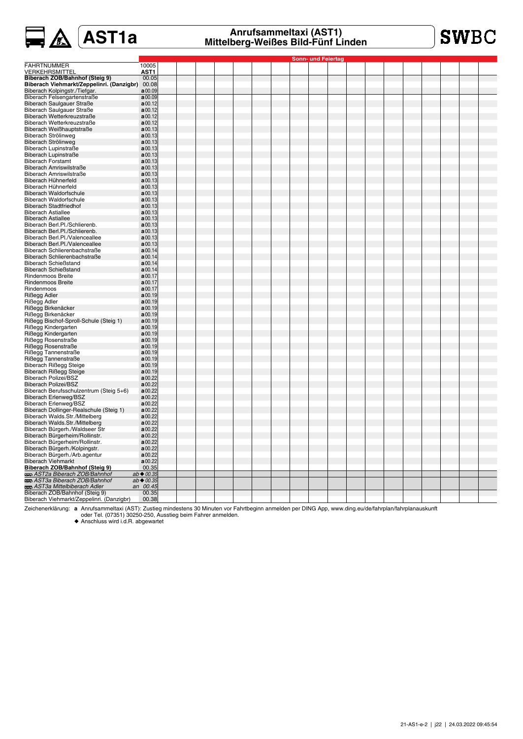# AST1a

## Anrufsammeltaxi (AST1)
## Mittelberg-Weißes Bild-Fünf Linden

SWBC

| | Sonn- und Feiertag |
|---|---|
| FAHRTNUMMER | 10005 |
| VERKEHRSMITTEL | AST1 |
| **Biberach ZOB/Bahnhof (Steig 9)** | 00.05 |
| **Biberach Viehmarkt/Zeppelinri. (Danzigbr)** | 00.08 |
| Biberach Kolpingstr./Tiefgar. | a 00.09 |
| Biberach Felsengartenstraße | a 00.09 |
| Biberach Saulgauer Straße | a 00.12 |
| Biberach Saulgauer Straße | a 00.12 |
| Biberach Wetterkreuzstraße | a 00.12 |
| Biberach Wetterkreuzstraße | a 00.12 |
| Biberach Weißhauptstraße | a 00.13 |
| Biberach Strölinweg | a 00.13 |
| Biberach Strölinweg | a 00.13 |
| Biberach Lupinstraße | a 00.13 |
| Biberach Lupinstraße | a 00.13 |
| Biberach Forstamt | a 00.13 |
| Biberach Amriswilstraße | a 00.13 |
| Biberach Amriswilstraße | a 00.13 |
| Biberach Hühnerfeld | a 00.13 |
| Biberach Hühnerfeld | a 00.13 |
| Biberach Waldorfschule | a 00.13 |
| Biberach Waldorfschule | a 00.13 |
| Biberach Stadtfriedhof | a 00.13 |
| Biberach Astiallee | a 00.13 |
| Biberach Astiallee | a 00.13 |
| Biberach Berl.Pl./Schlierenb. | a 00.13 |
| Biberach Berl.Pl./Schlierenb. | a 00.13 |
| Biberach Berl.Pl./Valenceallee | a 00.13 |
| Biberach Berl.Pl./Valenceallee | a 00.13 |
| Biberach Schlierenbachstraße | a 00.14 |
| Biberach Schlierenbachstraße | a 00.14 |
| Biberach Schießstand | a 00.14 |
| Biberach Schießstand | a 00.14 |
| Rindenmoos Breite | a 00.17 |
| Rindenmoos Breite | a 00.17 |
| Rindenmoos | a 00.17 |
| Rißegg Adler | a 00.19 |
| Rißegg Adler | a 00.19 |
| Rißegg Birkenäcker | a 00.19 |
| Rißegg Birkenäcker | a 00.19 |
| Rißegg Bischof-Sproll-Schule (Steig 1) | a 00.19 |
| Rißegg Kindergarten | a 00.19 |
| Rißegg Kindergarten | a 00.19 |
| Rißegg Rosenstraße | a 00.19 |
| Rißegg Rosenstraße | a 00.19 |
| Rißegg Tannenstraße | a 00.19 |
| Rißegg Tannenstraße | a 00.19 |
| Biberach Rißegg Steige | a 00.19 |
| Biberach Rißegg Steige | a 00.19 |
| Biberach Polizei/BSZ | a 00.22 |
| Biberach Polizei/BSZ | a 00.22 |
| Biberach Berufsschulzentrum (Steig 5+6) | a 00.22 |
| Biberach Erlenweg/BSZ | a 00.22 |
| Biberach Erlenweg/BSZ | a 00.22 |
| Biberach Dollinger-Realschule (Steig 1) | a 00.22 |
| Biberach Walds.Str./Mittelberg | a 00.22 |
| Biberach Walds.Str./Mittelberg | a 00.22 |
| Biberach Bürgerh./Waldseer Str | a 00.22 |
| Biberach Bürgerheim/Rollinstr. | a 00.22 |
| Biberach Bürgerheim/Rollinstr. | a 00.22 |
| Biberach Bürgerh./Kolpingstr. | a 00.22 |
| Biberach Bürgerh./Arb.agentur | a 00.22 |
| Biberach Viehmarkt | a 00.22 |
| **Biberach ZOB/Bahnhof (Steig 9)** | 00.35 |
| *AST2a Biberach ZOB/Bahnhof* | *ab ◆ 00.35* |
| *AST3a Biberach ZOB/Bahnhof* | *ab ◆ 00.35* |
| *AST3a Mittelbiberach Adler* | *an 00.45* |
| Biberach ZOB/Bahnhof (Steig 9) | 00.35 |
| Biberach Viehmarkt/Zeppelinri. (Danzigbr) | 00.38 |

Zeichenerklärung: **a** Anrufsammeltaxi (AST): Zustieg mindestens 30 Minuten vor Fahrtbeginn anmelden per DING App, www.ding.eu/de/fahrplan/fahrplanauskunft oder Tel. (07351) 30250-250, Ausstieg beim Fahrer anmelden.
◆ Anschluss wird i.d.R. abgewartet

21-AS1-e-2 | j22 | 24.03.2022 09:45:54